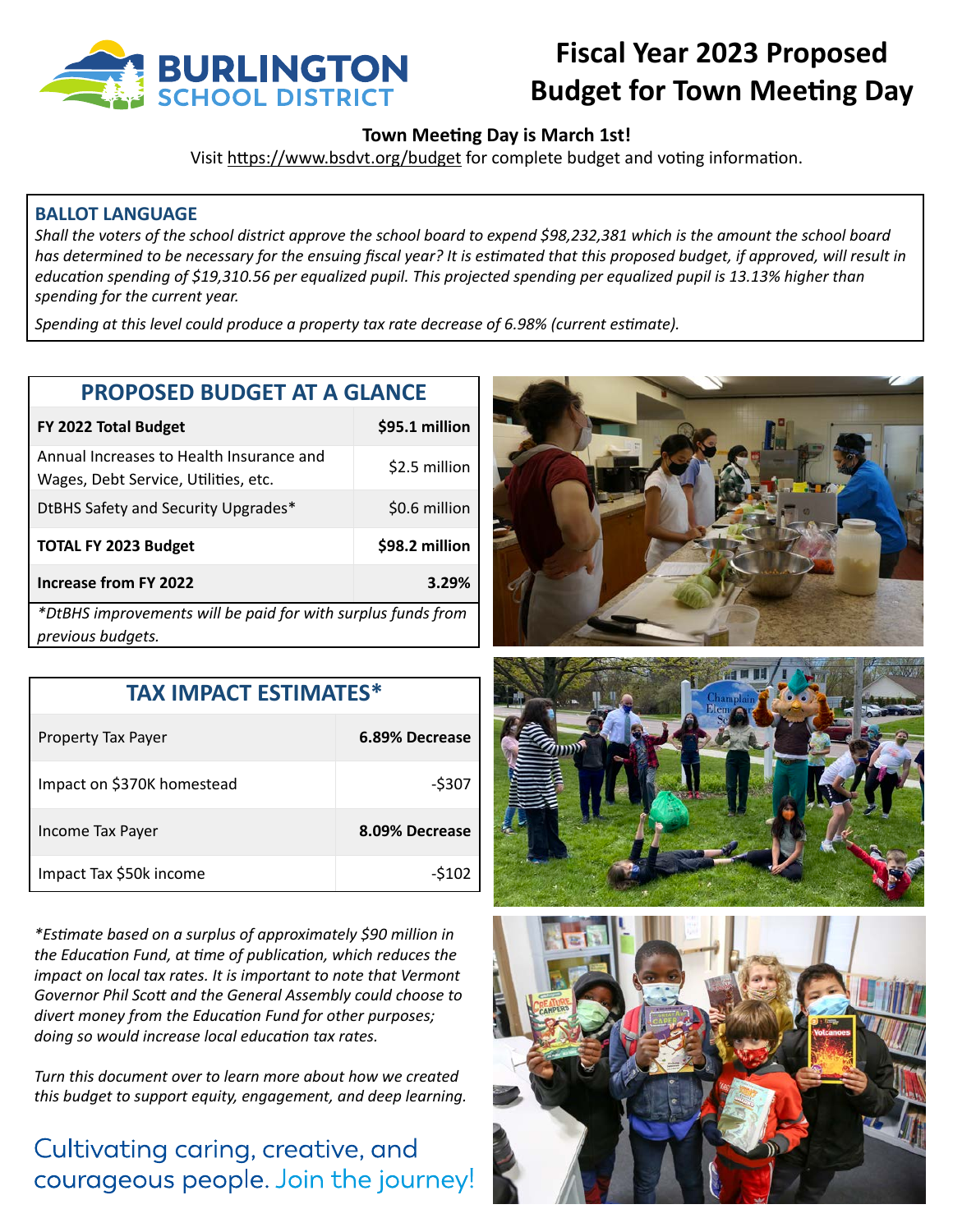BURLINGTON SCHOOL DISTRICT

# Fiscal Year 2023 Proposed Budget for Town Meeting Day

**Town Meeting Day is March 1st!**

Visit https://www.bsdvt.org/budget for complete budget and voting information.

## BALLOT LANGUAGE

*Shall the voters of the school district approve the school board to expend $98,232,381 which is the amount the school board has determined to be necessary for the ensuing fiscal year? It is estimated that this proposed budget, if approved, will result in education spending of $19,310.56 per equalized pupil. This projected spending per equalized pupil is 13.13% higher than spending for the current year.*

*Spending at this level could produce a property tax rate decrease of 6.98% (current estimate).*

## PROPOSED BUDGET AT A GLANCE

| | |
|---|---|
| **FY 2022 Total Budget** | **$95.1 million** |
| Annual Increases to Health Insurance and Wages, Debt Service, Utilities, etc. | $2.5 million |
| DtBHS Safety and Security Upgrades* | $0.6 million |
| **TOTAL FY 2023 Budget** | **$98.2 million** |
| **Increase from FY 2022** | **3.29%** |

*\*DtBHS improvements will be paid for with surplus funds from previous budgets.*

## TAX IMPACT ESTIMATES*

| | |
|---|---|
| Property Tax Payer | **6.89% Decrease** |
| Impact on $370K homestead | -$307 |
| Income Tax Payer | **8.09% Decrease** |
| Impact Tax $50k income | -$102 |

*\*Estimate based on a surplus of approximately $90 million in the Education Fund, at time of publication, which reduces the impact on local tax rates. It is important to note that Vermont Governor Phil Scott and the General Assembly could choose to divert money from the Education Fund for other purposes; doing so would increase local education tax rates.*

*Turn this document over to learn more about how we created this budget to support equity, engagement, and deep learning.*

Cultivating caring, creative, and courageous people. Join the journey!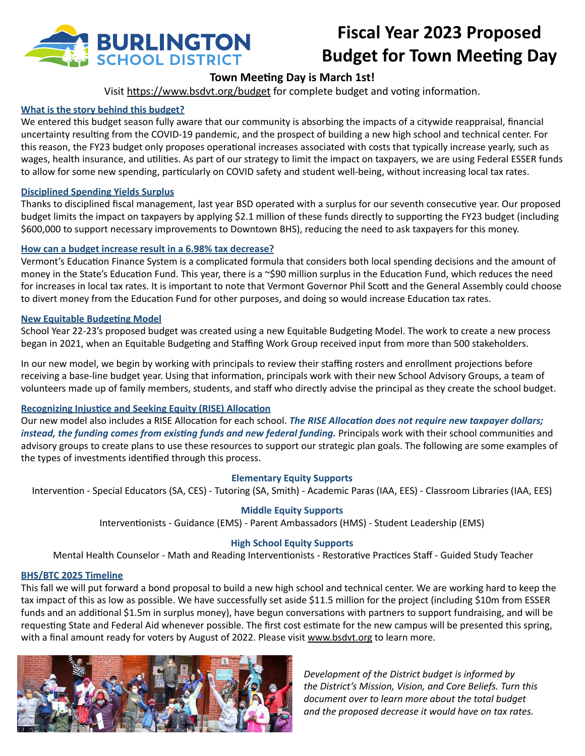# Fiscal Year 2023 Proposed Budget for Town Meeting Day

**Town Meeting Day is March 1st!**

Visit https://www.bsdvt.org/budget for complete budget and voting information.

## What is the story behind this budget?

We entered this budget season fully aware that our community is absorbing the impacts of a citywide reappraisal, financial uncertainty resulting from the COVID-19 pandemic, and the prospect of building a new high school and technical center. For this reason, the FY23 budget only proposes operational increases associated with costs that typically increase yearly, such as wages, health insurance, and utilities. As part of our strategy to limit the impact on taxpayers, we are using Federal ESSER funds to allow for some new spending, particularly on COVID safety and student well-being, without increasing local tax rates.

## Disciplined Spending Yields Surplus

Thanks to disciplined fiscal management, last year BSD operated with a surplus for our seventh consecutive year. Our proposed budget limits the impact on taxpayers by applying $2.1 million of these funds directly to supporting the FY23 budget (including $600,000 to support necessary improvements to Downtown BHS), reducing the need to ask taxpayers for this money.

## How can a budget increase result in a 6.98% tax decrease?

Vermont's Education Finance System is a complicated formula that considers both local spending decisions and the amount of money in the State's Education Fund. This year, there is a ~$90 million surplus in the Education Fund, which reduces the need for increases in local tax rates. It is important to note that Vermont Governor Phil Scott and the General Assembly could choose to divert money from the Education Fund for other purposes, and doing so would increase Education tax rates.

## New Equitable Budgeting Model

School Year 22-23's proposed budget was created using a new Equitable Budgeting Model. The work to create a new process began in 2021, when an Equitable Budgeting and Staffing Work Group received input from more than 500 stakeholders.

In our new model, we begin by working with principals to review their staffing rosters and enrollment projections before receiving a base-line budget year. Using that information, principals work with their new School Advisory Groups, a team of volunteers made up of family members, students, and staff who directly advise the principal as they create the school budget.

## Recognizing Injustice and Seeking Equity (RISE) Allocation

Our new model also includes a RISE Allocation for each school. ***The RISE Allocation does not require new taxpayer dollars; instead, the funding comes from existing funds and new federal funding.*** Principals work with their school communities and advisory groups to create plans to use these resources to support our strategic plan goals. The following are some examples of the types of investments identified through this process.

### Elementary Equity Supports

Intervention - Special Educators (SA, CES) - Tutoring (SA, Smith) - Academic Paras (IAA, EES) - Classroom Libraries (IAA, EES)

### Middle Equity Supports

Interventionists - Guidance (EMS) - Parent Ambassadors (HMS) - Student Leadership (EMS)

### High School Equity Supports

Mental Health Counselor - Math and Reading Interventionists - Restorative Practices Staff - Guided Study Teacher

## BHS/BTC 2025 Timeline

This fall we will put forward a bond proposal to build a new high school and technical center. We are working hard to keep the tax impact of this as low as possible. We have successfully set aside $11.5 million for the project (including $10m from ESSER funds and an additional $1.5m in surplus money), have begun conversations with partners to support fundraising, and will be requesting State and Federal Aid whenever possible. The first cost estimate for the new campus will be presented this spring, with a final amount ready for voters by August of 2022. Please visit www.bsdvt.org to learn more.

*Development of the District budget is informed by the District's Mission, Vision, and Core Beliefs. Turn this document over to learn more about the total budget and the proposed decrease it would have on tax rates.*